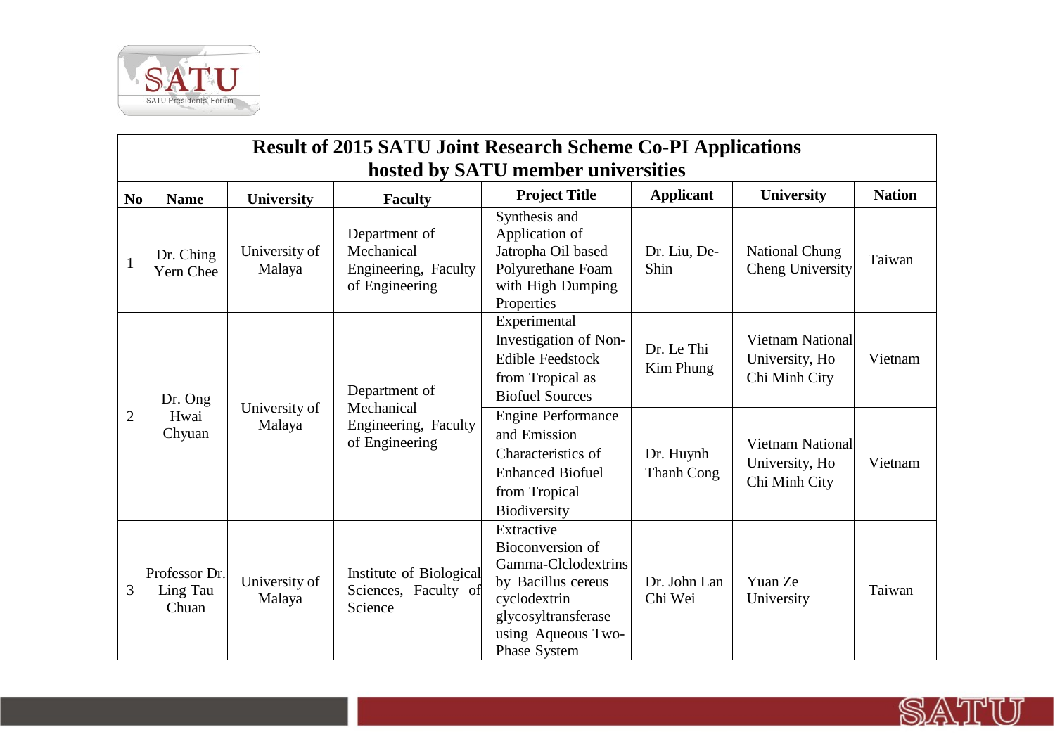# Result of 2015 SATU Joint Research Scheme Co-PI Applications hosted by SATU member universities

| No | Name | University | Faculty | Project Title | Applicant | University | Nation |
|---|---|---|---|---|---|---|---|
| 1 | Dr. Ching Yern Chee | University of Malaya | Department of Mechanical Engineering, Faculty of Engineering | Synthesis and Application of Jatropha Oil based Polyurethane Foam with High Dumping Properties | Dr. Liu, De-Shin | National Chung Cheng University | Taiwan |
| 2 | Dr. Ong Hwai Chyuan | University of Malaya | Department of Mechanical Engineering, Faculty of Engineering | Experimental Investigation of Non-Edible Feedstock from Tropical as Biofuel Sources | Dr. Le Thi Kim Phung | Vietnam National University, Ho Chi Minh City | Vietnam |
| | | | | Engine Performance and Emission Characteristics of Enhanced Biofuel from Tropical Biodiversity | Dr. Huynh Thanh Cong | Vietnam National University, Ho Chi Minh City | Vietnam |
| 3 | Professor Dr. Ling Tau Chuan | University of Malaya | Institute of Biological Sciences, Faculty of Science | Extractive Bioconversion of Gamma-Clclodextrins by Bacillus cereus cyclodextrin glycosyltransferase using Aqueous Two-Phase System | Dr. John Lan Chi Wei | Yuan Ze University | Taiwan |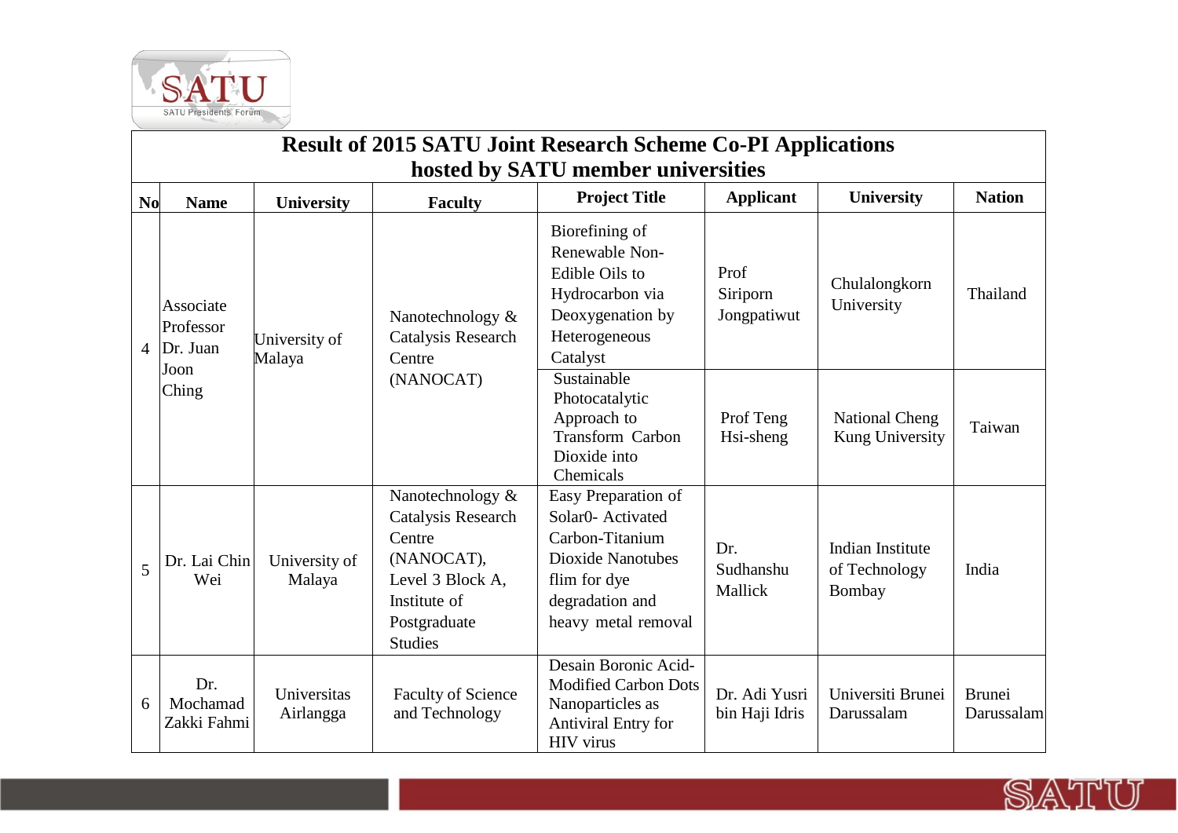# Result of 2015 SATU Joint Research Scheme Co-PI Applications hosted by SATU member universities

| No | Name | University | Faculty | Project Title | Applicant | University | Nation |
|---|---|---|---|---|---|---|---|
| 4 | Associate Professor Dr. Juan Joon Ching | University of Malaya | Nanotechnology & Catalysis Research Centre (NANOCAT) | Biorefining of Renewable Non-Edible Oils to Hydrocarbon via Deoxygenation by Heterogeneous Catalyst | Prof Siriporn Jongpatiwut | Chulalongkorn University | Thailand |
| | | | | Sustainable Photocatalytic Approach to Transform Carbon Dioxide into Chemicals | Prof Teng Hsi-sheng | National Cheng Kung University | Taiwan |
| 5 | Dr. Lai Chin Wei | University of Malaya | Nanotechnology & Catalysis Research Centre (NANOCAT), Level 3 Block A, Institute of Postgraduate Studies | Easy Preparation of Solar0- Activated Carbon-Titanium Dioxide Nanotubes flim for dye degradation and heavy metal removal | Dr. Sudhanshu Mallick | Indian Institute of Technology Bombay | India |
| 6 | Dr. Mochamad Zakki Fahmi | Universitas Airlangga | Faculty of Science and Technology | Desain Boronic Acid-Modified Carbon Dots Nanoparticles as Antiviral Entry for HIV virus | Dr. Adi Yusri bin Haji Idris | Universiti Brunei Darussalam | Brunei Darussalam |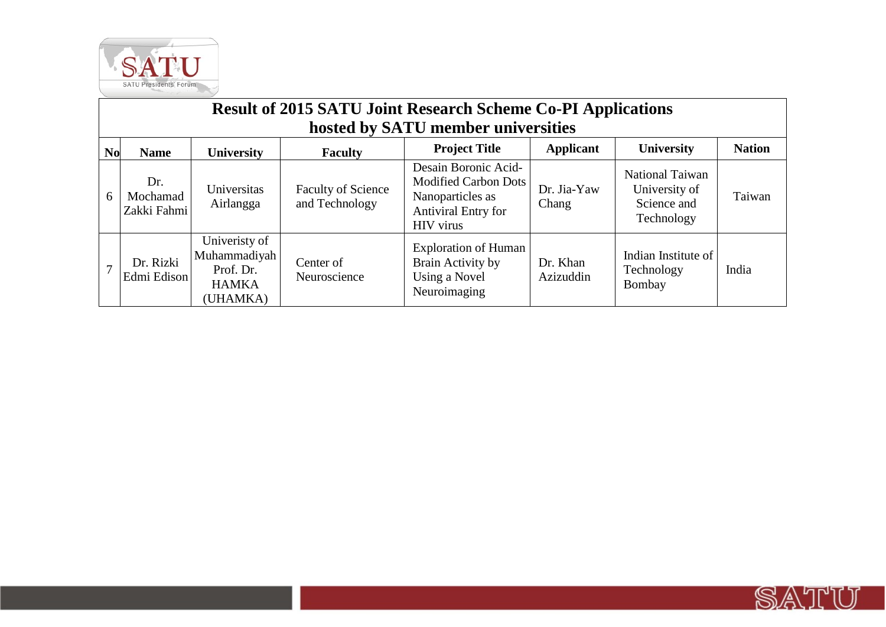# Result of 2015 SATU Joint Research Scheme Co-PI Applications hosted by SATU member universities

| No | Name | University | Faculty | Project Title | Applicant | University | Nation |
|---|---|---|---|---|---|---|---|
| 6 | Dr. Mochamad Zakki Fahmi | Universitas Airlangga | Faculty of Science and Technology | Desain Boronic Acid-Modified Carbon Dots Nanoparticles as Antiviral Entry for HIV virus | Dr. Jia-Yaw Chang | National Taiwan University of Science and Technology | Taiwan |
| 7 | Dr. Rizki Edmi Edison | Univeristy of Muhammadiyah Prof. Dr. HAMKA (UHAMKA) | Center of Neuroscience | Exploration of Human Brain Activity by Using a Novel Neuroimaging | Dr. Khan Azizuddin | Indian Institute of Technology Bombay | India |